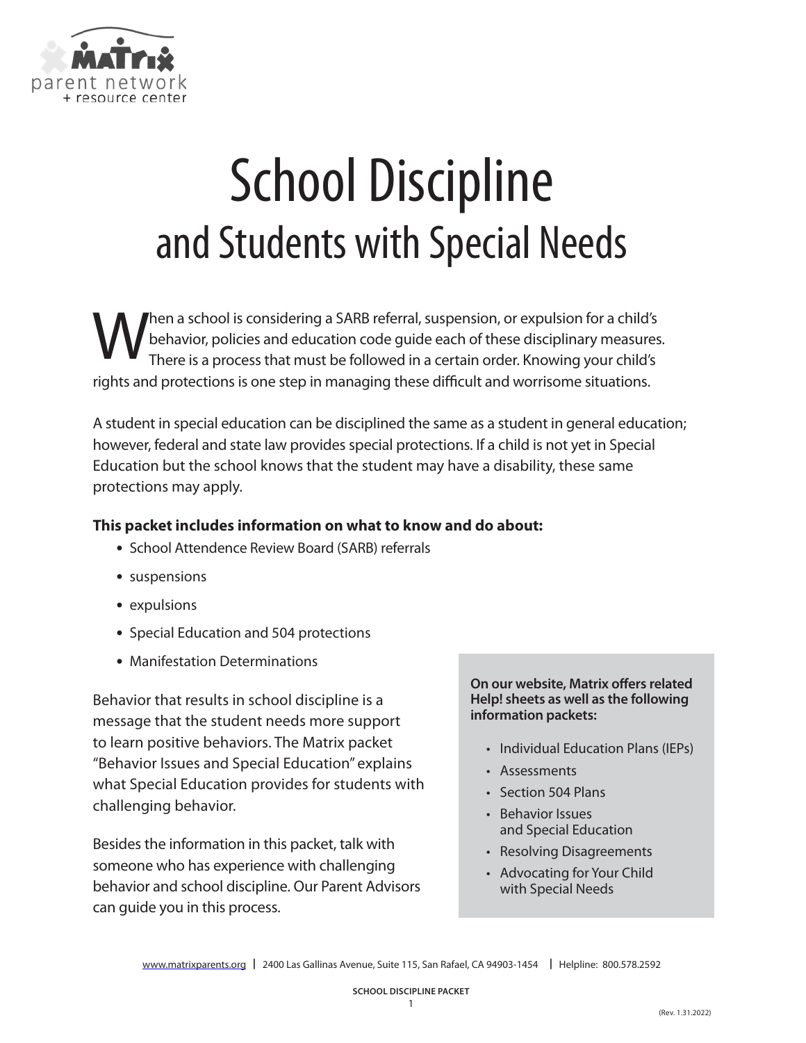# School Discipline
## and Students with Special Needs

When a school is considering a SARB referral, suspension, or expulsion for a child's behavior, policies and education code guide each of these disciplinary measures. There is a process that must be followed in a certain order. Knowing your child's rights and protections is one step in managing these difficult and worrisome situations.

A student in special education can be disciplined the same as a student in general education; however, federal and state law provides special protections. If a child is not yet in Special Education but the school knows that the student may have a disability, these same protections may apply.

**This packet includes information on what to know and do about:**

- School Attendence Review Board (SARB) referrals
- suspensions
- expulsions
- Special Education and 504 protections
- Manifestation Determinations

Behavior that results in school discipline is a message that the student needs more support to learn positive behaviors. The Matrix packet "Behavior Issues and Special Education" explains what Special Education provides for students with challenging behavior.

Besides the information in this packet, talk with someone who has experience with challenging behavior and school discipline. Our Parent Advisors can guide you in this process.

**On our website, Matrix offers related Help! sheets as well as the following information packets:**

- Individual Education Plans (IEPs)
- Assessments
- Section 504 Plans
- Behavior Issues and Special Education
- Resolving Disagreements
- Advocating for Your Child with Special Needs

www.matrixparents.org | 2400 Las Gallinas Avenue, Suite 115, San Rafael, CA 94903-1454 | Helpline: 800.578.2592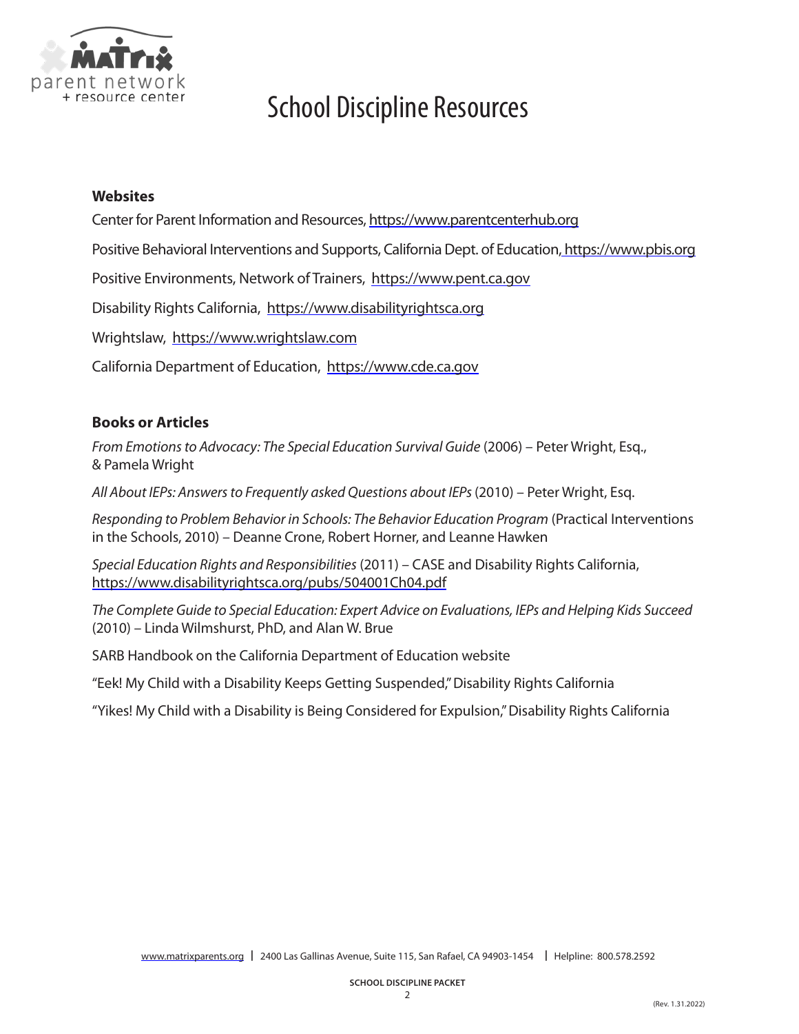# School Discipline Resources

### Websites

Center for Parent Information and Resources, https://www.parentcenterhub.org

Positive Behavioral Interventions and Supports, California Dept. of Education, https://www.pbis.org

Positive Environments, Network of Trainers, https://www.pent.ca.gov

Disability Rights California, https://www.disabilityrightsca.org

Wrightslaw, https://www.wrightslaw.com

California Department of Education, https://www.cde.ca.gov

### Books or Articles

*From Emotions to Advocacy: The Special Education Survival Guide* (2006) – Peter Wright, Esq., & Pamela Wright

*All About IEPs: Answers to Frequently asked Questions about IEPs* (2010) – Peter Wright, Esq.

*Responding to Problem Behavior in Schools: The Behavior Education Program* (Practical Interventions in the Schools, 2010) – Deanne Crone, Robert Horner, and Leanne Hawken

*Special Education Rights and Responsibilities* (2011) – CASE and Disability Rights California, https://www.disabilityrightsca.org/pubs/504001Ch04.pdf

*The Complete Guide to Special Education: Expert Advice on Evaluations, IEPs and Helping Kids Succeed* (2010) – Linda Wilmshurst, PhD, and Alan W. Brue

SARB Handbook on the California Department of Education website

"Eek! My Child with a Disability Keeps Getting Suspended," Disability Rights California

"Yikes! My Child with a Disability is Being Considered for Expulsion," Disability Rights California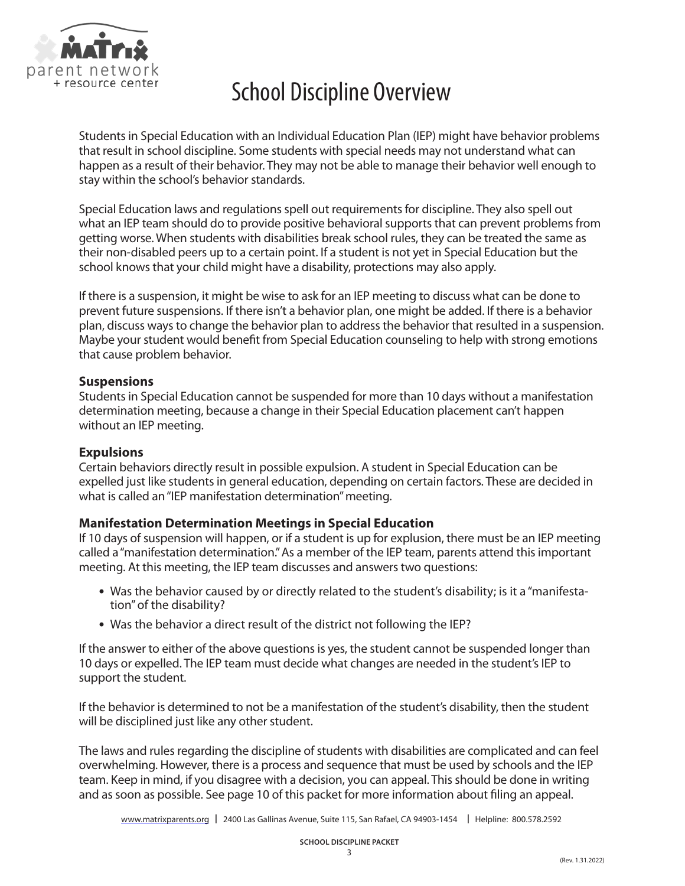# School Discipline Overview

Students in Special Education with an Individual Education Plan (IEP) might have behavior problems that result in school discipline. Some students with special needs may not understand what can happen as a result of their behavior. They may not be able to manage their behavior well enough to stay within the school's behavior standards.

Special Education laws and regulations spell out requirements for discipline. They also spell out what an IEP team should do to provide positive behavioral supports that can prevent problems from getting worse. When students with disabilities break school rules, they can be treated the same as their non-disabled peers up to a certain point. If a student is not yet in Special Education but the school knows that your child might have a disability, protections may also apply.

If there is a suspension, it might be wise to ask for an IEP meeting to discuss what can be done to prevent future suspensions. If there isn't a behavior plan, one might be added. If there is a behavior plan, discuss ways to change the behavior plan to address the behavior that resulted in a suspension. Maybe your student would benefit from Special Education counseling to help with strong emotions that cause problem behavior.

### Suspensions

Students in Special Education cannot be suspended for more than 10 days without a manifestation determination meeting, because a change in their Special Education placement can't happen without an IEP meeting.

### Expulsions

Certain behaviors directly result in possible expulsion. A student in Special Education can be expelled just like students in general education, depending on certain factors. These are decided in what is called an "IEP manifestation determination" meeting.

### Manifestation Determination Meetings in Special Education

If 10 days of suspension will happen, or if a student is up for explusion, there must be an IEP meeting called a "manifestation determination." As a member of the IEP team, parents attend this important meeting. At this meeting, the IEP team discusses and answers two questions:

- Was the behavior caused by or directly related to the student's disability; is it a "manifestation" of the disability?
- Was the behavior a direct result of the district not following the IEP?

If the answer to either of the above questions is yes, the student cannot be suspended longer than 10 days or expelled. The IEP team must decide what changes are needed in the student's IEP to support the student.

If the behavior is determined to not be a manifestation of the student's disability, then the student will be disciplined just like any other student.

The laws and rules regarding the discipline of students with disabilities are complicated and can feel overwhelming. However, there is a process and sequence that must be used by schools and the IEP team. Keep in mind, if you disagree with a decision, you can appeal. This should be done in writing and as soon as possible. See page 10 of this packet for more information about filing an appeal.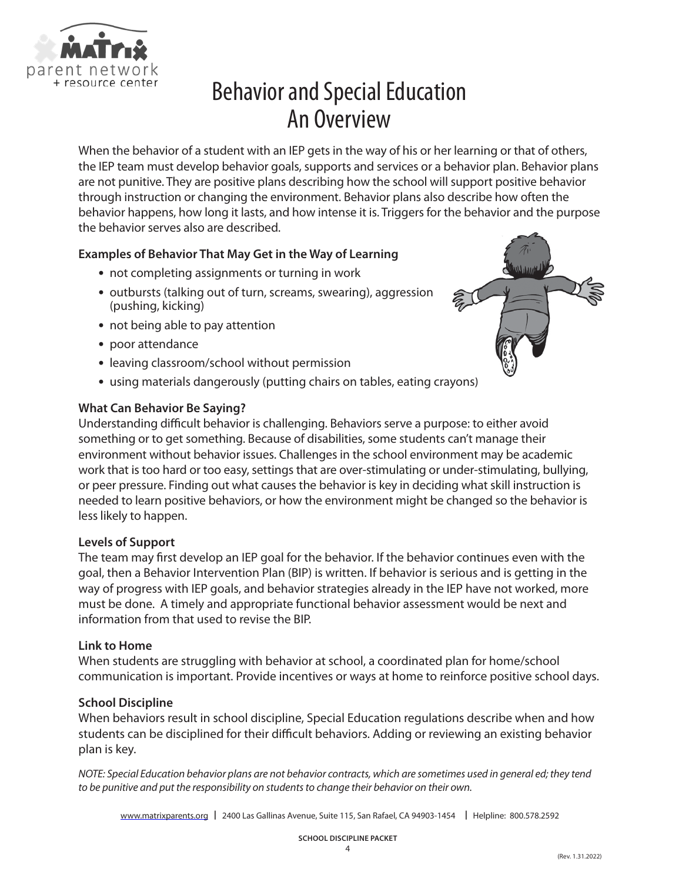# Behavior and Special Education
## An Overview

When the behavior of a student with an IEP gets in the way of his or her learning or that of others, the IEP team must develop behavior goals, supports and services or a behavior plan. Behavior plans are not punitive. They are positive plans describing how the school will support positive behavior through instruction or changing the environment. Behavior plans also describe how often the behavior happens, how long it lasts, and how intense it is. Triggers for the behavior and the purpose the behavior serves also are described.

**Examples of Behavior That May Get in the Way of Learning**

- not completing assignments or turning in work
- outbursts (talking out of turn, screams, swearing), aggression (pushing, kicking)
- not being able to pay attention
- poor attendance
- leaving classroom/school without permission
- using materials dangerously (putting chairs on tables, eating crayons)

**What Can Behavior Be Saying?**

Understanding difficult behavior is challenging. Behaviors serve a purpose: to either avoid something or to get something. Because of disabilities, some students can't manage their environment without behavior issues. Challenges in the school environment may be academic work that is too hard or too easy, settings that are over-stimulating or under-stimulating, bullying, or peer pressure. Finding out what causes the behavior is key in deciding what skill instruction is needed to learn positive behaviors, or how the environment might be changed so the behavior is less likely to happen.

**Levels of Support**

The team may first develop an IEP goal for the behavior. If the behavior continues even with the goal, then a Behavior Intervention Plan (BIP) is written. If behavior is serious and is getting in the way of progress with IEP goals, and behavior strategies already in the IEP have not worked, more must be done. A timely and appropriate functional behavior assessment would be next and information from that used to revise the BIP.

**Link to Home**

When students are struggling with behavior at school, a coordinated plan for home/school communication is important. Provide incentives or ways at home to reinforce positive school days.

**School Discipline**

When behaviors result in school discipline, Special Education regulations describe when and how students can be disciplined for their difficult behaviors. Adding or reviewing an existing behavior plan is key.

*NOTE: Special Education behavior plans are not behavior contracts, which are sometimes used in general ed; they tend to be punitive and put the responsibility on students to change their behavior on their own.*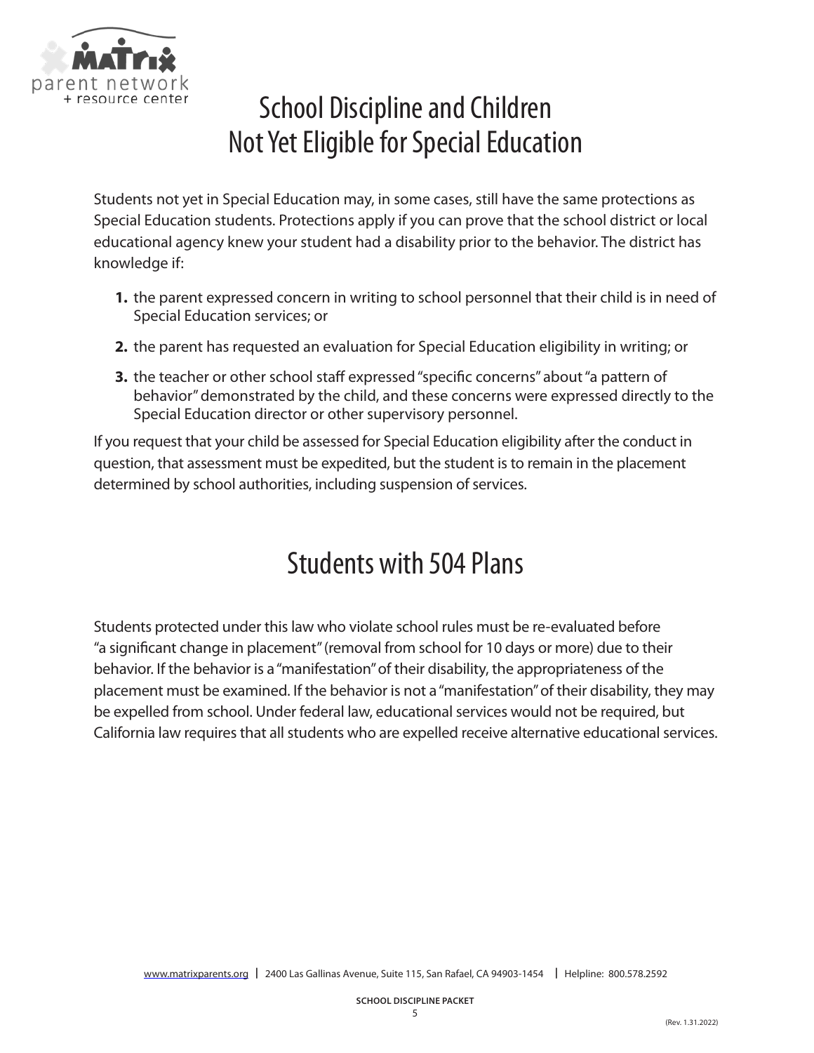# School Discipline and Children Not Yet Eligible for Special Education

Students not yet in Special Education may, in some cases, still have the same protections as Special Education students. Protections apply if you can prove that the school district or local educational agency knew your student had a disability prior to the behavior. The district has knowledge if:

1. the parent expressed concern in writing to school personnel that their child is in need of Special Education services; or
2. the parent has requested an evaluation for Special Education eligibility in writing; or
3. the teacher or other school staff expressed "specific concerns" about "a pattern of behavior" demonstrated by the child, and these concerns were expressed directly to the Special Education director or other supervisory personnel.

If you request that your child be assessed for Special Education eligibility after the conduct in question, that assessment must be expedited, but the student is to remain in the placement determined by school authorities, including suspension of services.

# Students with 504 Plans

Students protected under this law who violate school rules must be re-evaluated before "a significant change in placement" (removal from school for 10 days or more) due to their behavior. If the behavior is a "manifestation" of their disability, the appropriateness of the placement must be examined. If the behavior is not a "manifestation" of their disability, they may be expelled from school. Under federal law, educational services would not be required, but California law requires that all students who are expelled receive alternative educational services.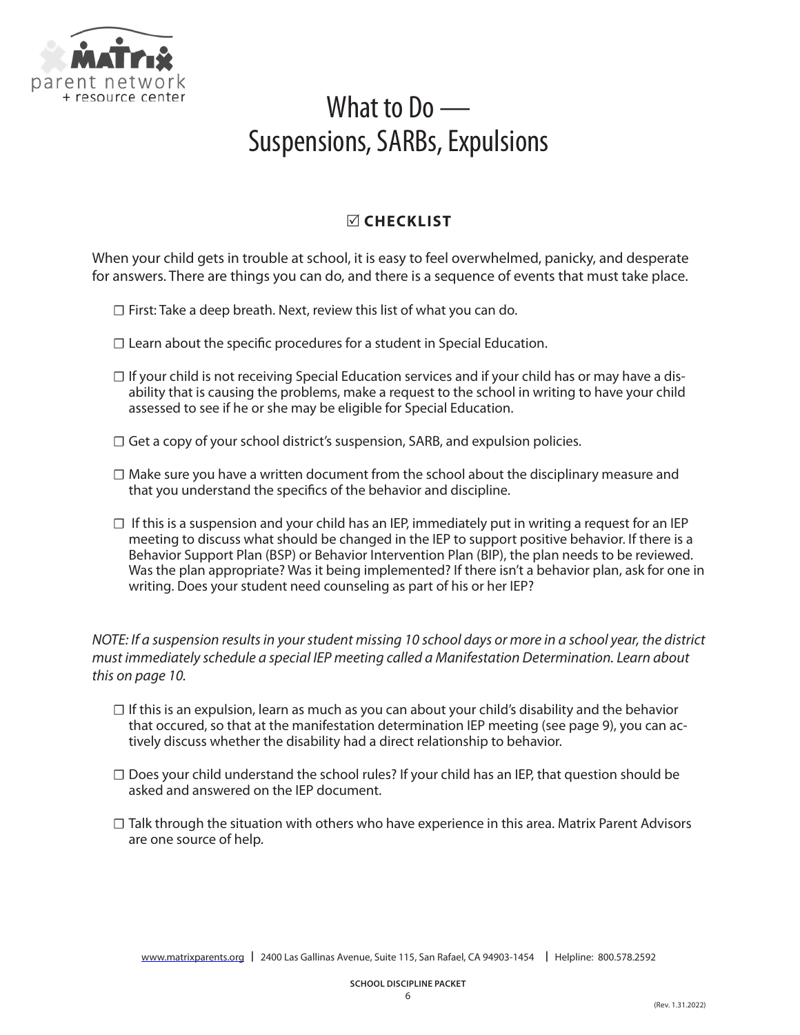# What to Do — Suspensions, SARBs, Expulsions

## ☑ CHECKLIST

When your child gets in trouble at school, it is easy to feel overwhelmed, panicky, and desperate for answers. There are things you can do, and there is a sequence of events that must take place.

- ☐ First: Take a deep breath. Next, review this list of what you can do.
- ☐ Learn about the specific procedures for a student in Special Education.
- ☐ If your child is not receiving Special Education services and if your child has or may have a disability that is causing the problems, make a request to the school in writing to have your child assessed to see if he or she may be eligible for Special Education.
- ☐ Get a copy of your school district's suspension, SARB, and expulsion policies.
- ☐ Make sure you have a written document from the school about the disciplinary measure and that you understand the specifics of the behavior and discipline.
- ☐ If this is a suspension and your child has an IEP, immediately put in writing a request for an IEP meeting to discuss what should be changed in the IEP to support positive behavior. If there is a Behavior Support Plan (BSP) or Behavior Intervention Plan (BIP), the plan needs to be reviewed. Was the plan appropriate? Was it being implemented? If there isn't a behavior plan, ask for one in writing. Does your student need counseling as part of his or her IEP?

*NOTE: If a suspension results in your student missing 10 school days or more in a school year, the district must immediately schedule a special IEP meeting called a Manifestation Determination. Learn about this on page 10.*

- ☐ If this is an expulsion, learn as much as you can about your child's disability and the behavior that occured, so that at the manifestation determination IEP meeting (see page 9), you can actively discuss whether the disability had a direct relationship to behavior.
- ☐ Does your child understand the school rules? If your child has an IEP, that question should be asked and answered on the IEP document.
- ☐ Talk through the situation with others who have experience in this area. Matrix Parent Advisors are one source of help.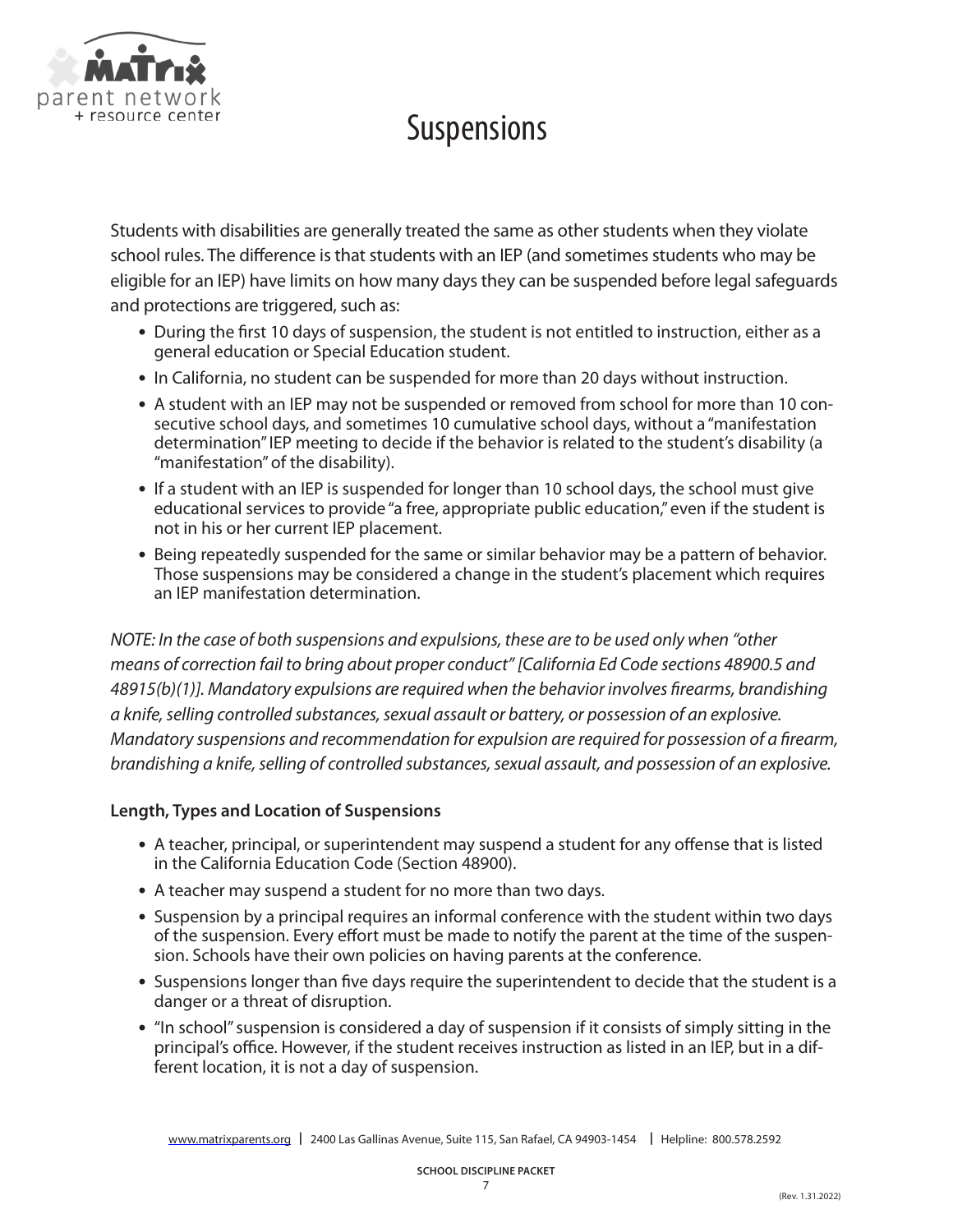# Suspensions

Students with disabilities are generally treated the same as other students when they violate school rules. The difference is that students with an IEP (and sometimes students who may be eligible for an IEP) have limits on how many days they can be suspended before legal safeguards and protections are triggered, such as:

- During the first 10 days of suspension, the student is not entitled to instruction, either as a general education or Special Education student.
- In California, no student can be suspended for more than 20 days without instruction.
- A student with an IEP may not be suspended or removed from school for more than 10 consecutive school days, and sometimes 10 cumulative school days, without a "manifestation determination" IEP meeting to decide if the behavior is related to the student's disability (a "manifestation" of the disability).
- If a student with an IEP is suspended for longer than 10 school days, the school must give educational services to provide "a free, appropriate public education," even if the student is not in his or her current IEP placement.
- Being repeatedly suspended for the same or similar behavior may be a pattern of behavior. Those suspensions may be considered a change in the student's placement which requires an IEP manifestation determination.

*NOTE: In the case of both suspensions and expulsions, these are to be used only when "other means of correction fail to bring about proper conduct" [California Ed Code sections 48900.5 and 48915(b)(1)]. Mandatory expulsions are required when the behavior involves firearms, brandishing a knife, selling controlled substances, sexual assault or battery, or possession of an explosive. Mandatory suspensions and recommendation for expulsion are required for possession of a firearm, brandishing a knife, selling of controlled substances, sexual assault, and possession of an explosive.*

**Length, Types and Location of Suspensions**

- A teacher, principal, or superintendent may suspend a student for any offense that is listed in the California Education Code (Section 48900).
- A teacher may suspend a student for no more than two days.
- Suspension by a principal requires an informal conference with the student within two days of the suspension. Every effort must be made to notify the parent at the time of the suspension. Schools have their own policies on having parents at the conference.
- Suspensions longer than five days require the superintendent to decide that the student is a danger or a threat of disruption.
- "In school" suspension is considered a day of suspension if it consists of simply sitting in the principal's office. However, if the student receives instruction as listed in an IEP, but in a different location, it is not a day of suspension.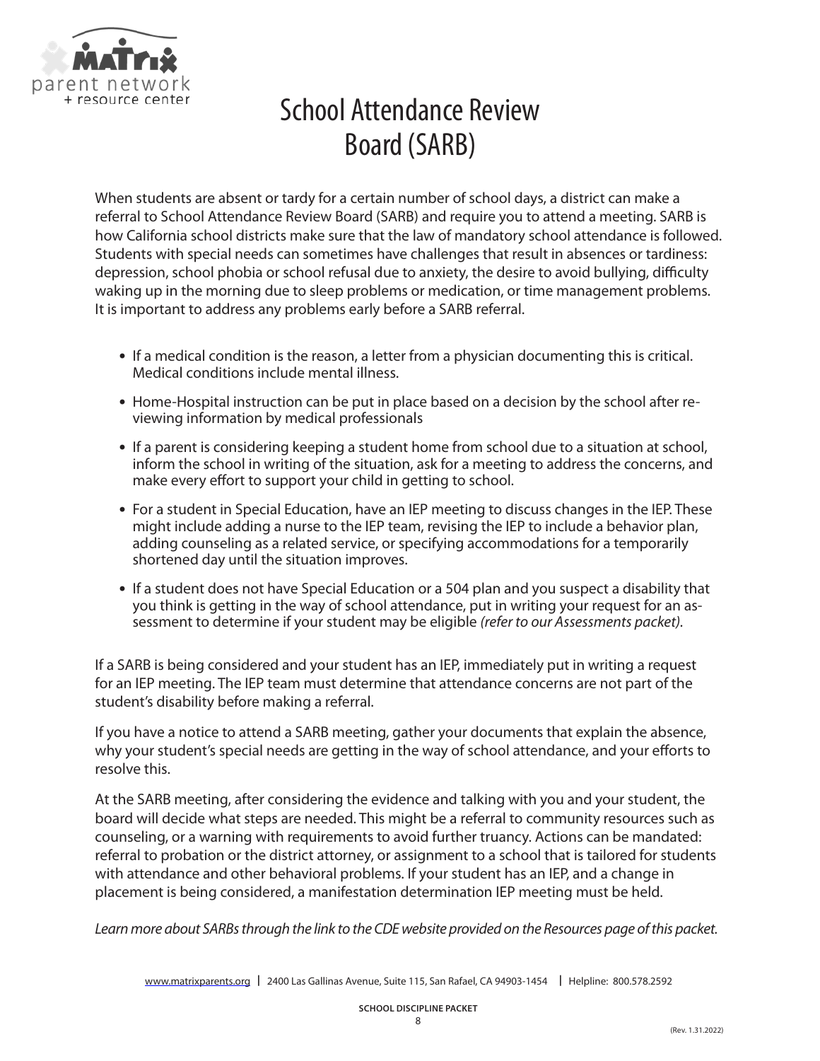# School Attendance Review Board (SARB)

When students are absent or tardy for a certain number of school days, a district can make a referral to School Attendance Review Board (SARB) and require you to attend a meeting. SARB is how California school districts make sure that the law of mandatory school attendance is followed. Students with special needs can sometimes have challenges that result in absences or tardiness: depression, school phobia or school refusal due to anxiety, the desire to avoid bullying, difficulty waking up in the morning due to sleep problems or medication, or time management problems. It is important to address any problems early before a SARB referral.

- If a medical condition is the reason, a letter from a physician documenting this is critical. Medical conditions include mental illness.
- Home-Hospital instruction can be put in place based on a decision by the school after reviewing information by medical professionals
- If a parent is considering keeping a student home from school due to a situation at school, inform the school in writing of the situation, ask for a meeting to address the concerns, and make every effort to support your child in getting to school.
- For a student in Special Education, have an IEP meeting to discuss changes in the IEP. These might include adding a nurse to the IEP team, revising the IEP to include a behavior plan, adding counseling as a related service, or specifying accommodations for a temporarily shortened day until the situation improves.
- If a student does not have Special Education or a 504 plan and you suspect a disability that you think is getting in the way of school attendance, put in writing your request for an assessment to determine if your student may be eligible *(refer to our Assessments packet)*.

If a SARB is being considered and your student has an IEP, immediately put in writing a request for an IEP meeting. The IEP team must determine that attendance concerns are not part of the student's disability before making a referral.

If you have a notice to attend a SARB meeting, gather your documents that explain the absence, why your student's special needs are getting in the way of school attendance, and your efforts to resolve this.

At the SARB meeting, after considering the evidence and talking with you and your student, the board will decide what steps are needed. This might be a referral to community resources such as counseling, or a warning with requirements to avoid further truancy. Actions can be mandated: referral to probation or the district attorney, or assignment to a school that is tailored for students with attendance and other behavioral problems. If your student has an IEP, and a change in placement is being considered, a manifestation determination IEP meeting must be held.

*Learn more about SARBs through the link to the CDE website provided on the Resources page of this packet.*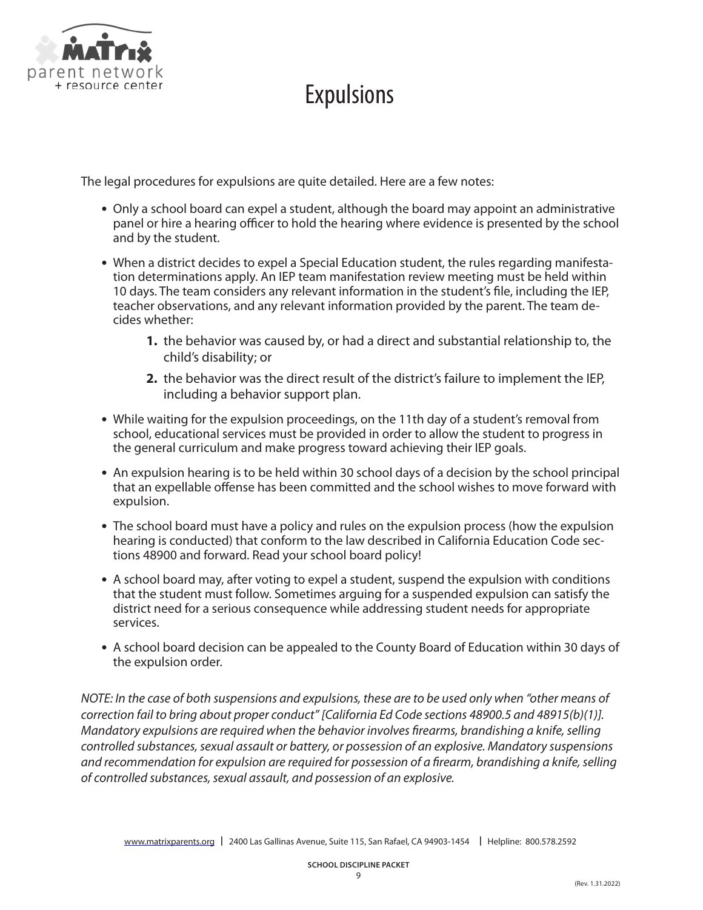# Expulsions

The legal procedures for expulsions are quite detailed. Here are a few notes:

- Only a school board can expel a student, although the board may appoint an administrative panel or hire a hearing officer to hold the hearing where evidence is presented by the school and by the student.
- When a district decides to expel a Special Education student, the rules regarding manifestation determinations apply. An IEP team manifestation review meeting must be held within 10 days. The team considers any relevant information in the student's file, including the IEP, teacher observations, and any relevant information provided by the parent. The team decides whether:
    1. the behavior was caused by, or had a direct and substantial relationship to, the child's disability; or
    2. the behavior was the direct result of the district's failure to implement the IEP, including a behavior support plan.
- While waiting for the expulsion proceedings, on the 11th day of a student's removal from school, educational services must be provided in order to allow the student to progress in the general curriculum and make progress toward achieving their IEP goals.
- An expulsion hearing is to be held within 30 school days of a decision by the school principal that an expellable offense has been committed and the school wishes to move forward with expulsion.
- The school board must have a policy and rules on the expulsion process (how the expulsion hearing is conducted) that conform to the law described in California Education Code sections 48900 and forward. Read your school board policy!
- A school board may, after voting to expel a student, suspend the expulsion with conditions that the student must follow. Sometimes arguing for a suspended expulsion can satisfy the district need for a serious consequence while addressing student needs for appropriate services.
- A school board decision can be appealed to the County Board of Education within 30 days of the expulsion order.

*NOTE: In the case of both suspensions and expulsions, these are to be used only when "other means of correction fail to bring about proper conduct" [California Ed Code sections 48900.5 and 48915(b)(1)]. Mandatory expulsions are required when the behavior involves firearms, brandishing a knife, selling controlled substances, sexual assault or battery, or possession of an explosive. Mandatory suspensions and recommendation for expulsion are required for possession of a firearm, brandishing a knife, selling of controlled substances, sexual assault, and possession of an explosive.*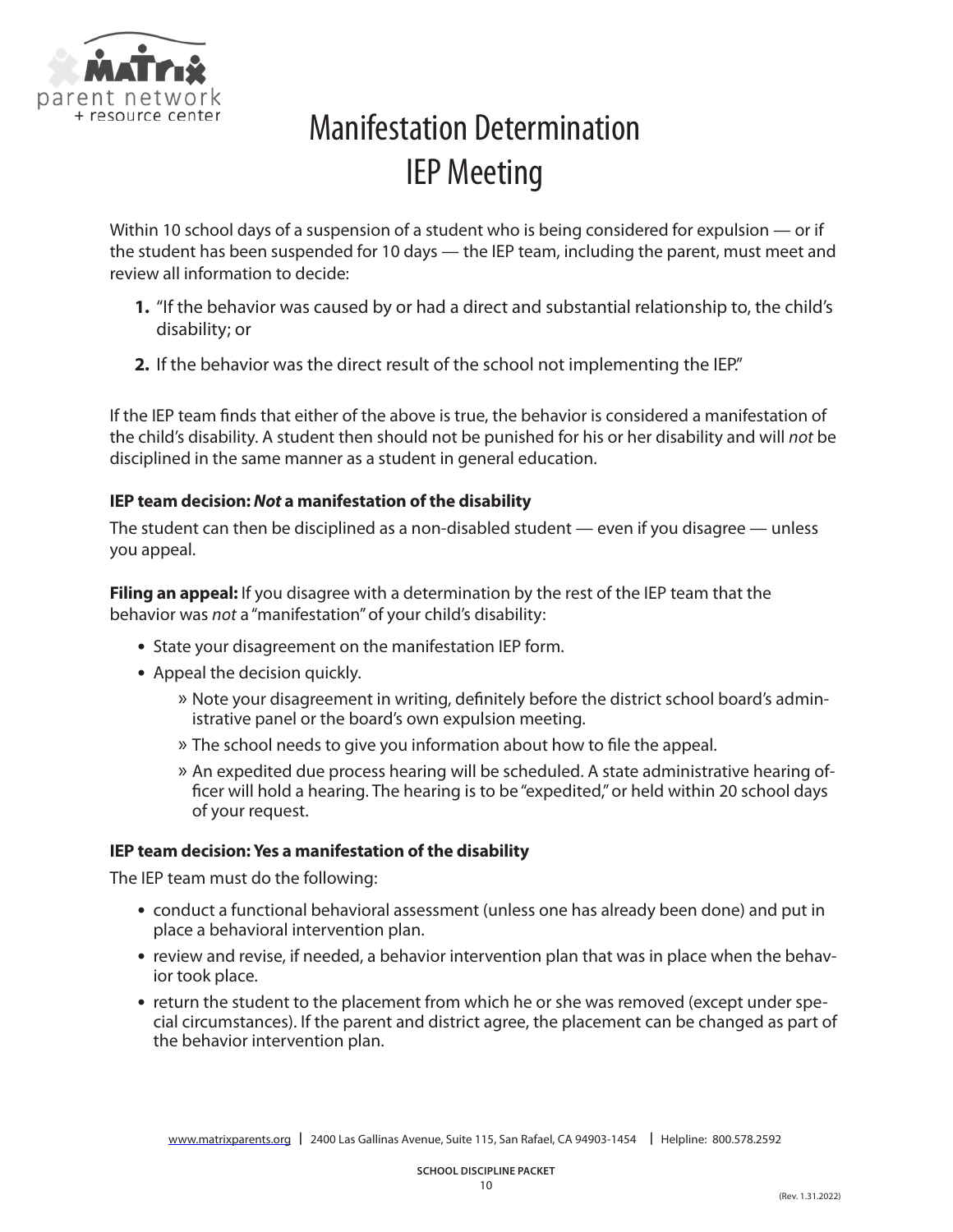# Manifestation Determination IEP Meeting

Within 10 school days of a suspension of a student who is being considered for expulsion — or if the student has been suspended for 10 days — the IEP team, including the parent, must meet and review all information to decide:

1. "If the behavior was caused by or had a direct and substantial relationship to, the child's disability; or
2. If the behavior was the direct result of the school not implementing the IEP."

If the IEP team finds that either of the above is true, the behavior is considered a manifestation of the child's disability. A student then should not be punished for his or her disability and will *not* be disciplined in the same manner as a student in general education.

**IEP team decision: *Not* a manifestation of the disability**

The student can then be disciplined as a non-disabled student — even if you disagree — unless you appeal.

**Filing an appeal:** If you disagree with a determination by the rest of the IEP team that the behavior was *not* a "manifestation" of your child's disability:

- State your disagreement on the manifestation IEP form.
- Appeal the decision quickly.
  - Note your disagreement in writing, definitely before the district school board's administrative panel or the board's own expulsion meeting.
  - The school needs to give you information about how to file the appeal.
  - An expedited due process hearing will be scheduled. A state administrative hearing officer will hold a hearing. The hearing is to be "expedited," or held within 20 school days of your request.

**IEP team decision: Yes a manifestation of the disability**

The IEP team must do the following:

- conduct a functional behavioral assessment (unless one has already been done) and put in place a behavioral intervention plan.
- review and revise, if needed, a behavior intervention plan that was in place when the behavior took place.
- return the student to the placement from which he or she was removed (except under special circumstances). If the parent and district agree, the placement can be changed as part of the behavior intervention plan.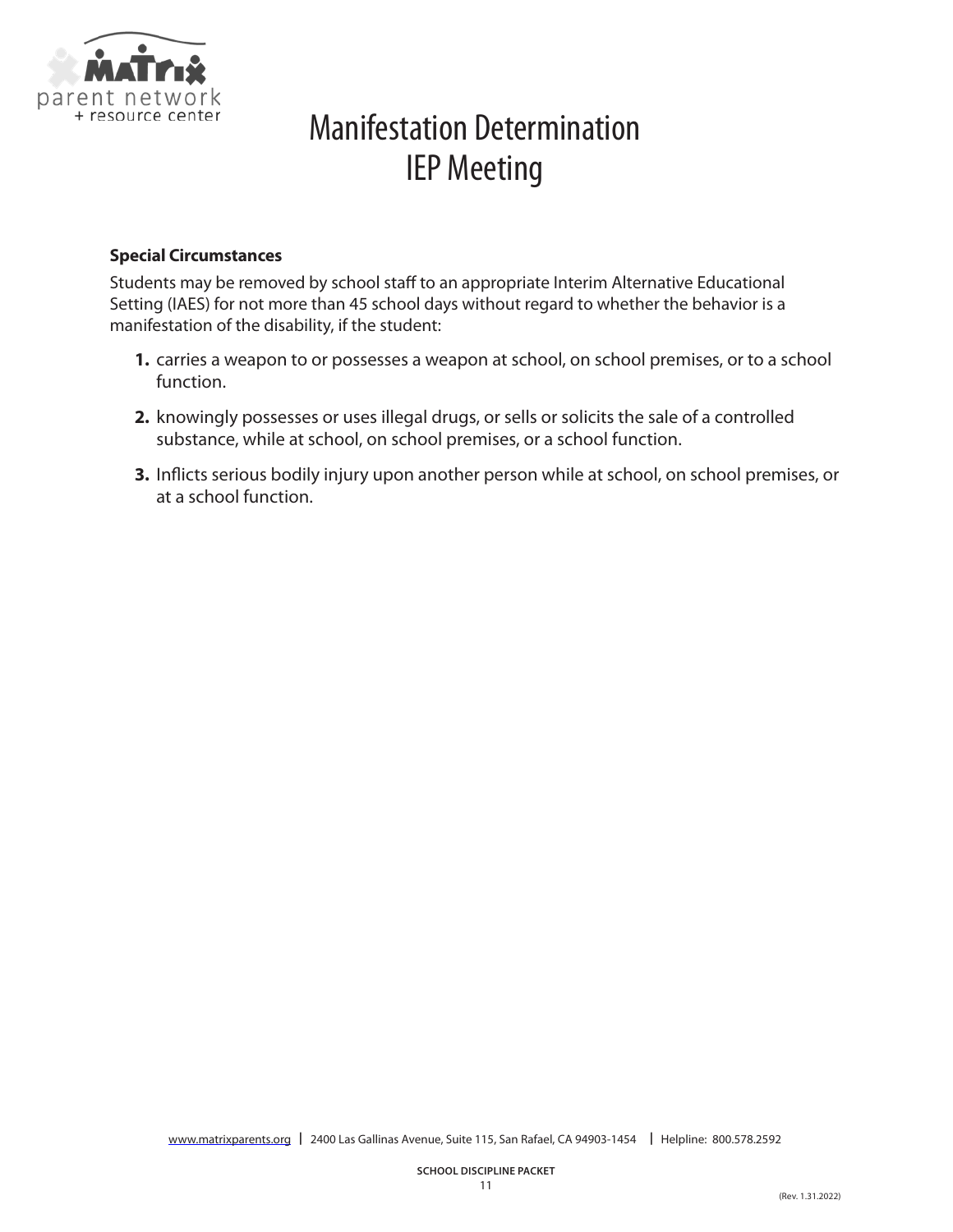# Manifestation Determination IEP Meeting

**Special Circumstances**

Students may be removed by school staff to an appropriate Interim Alternative Educational Setting (IAES) for not more than 45 school days without regard to whether the behavior is a manifestation of the disability, if the student:

1. carries a weapon to or possesses a weapon at school, on school premises, or to a school function.
2. knowingly possesses or uses illegal drugs, or sells or solicits the sale of a controlled substance, while at school, on school premises, or a school function.
3. Inflicts serious bodily injury upon another person while at school, on school premises, or at a school function.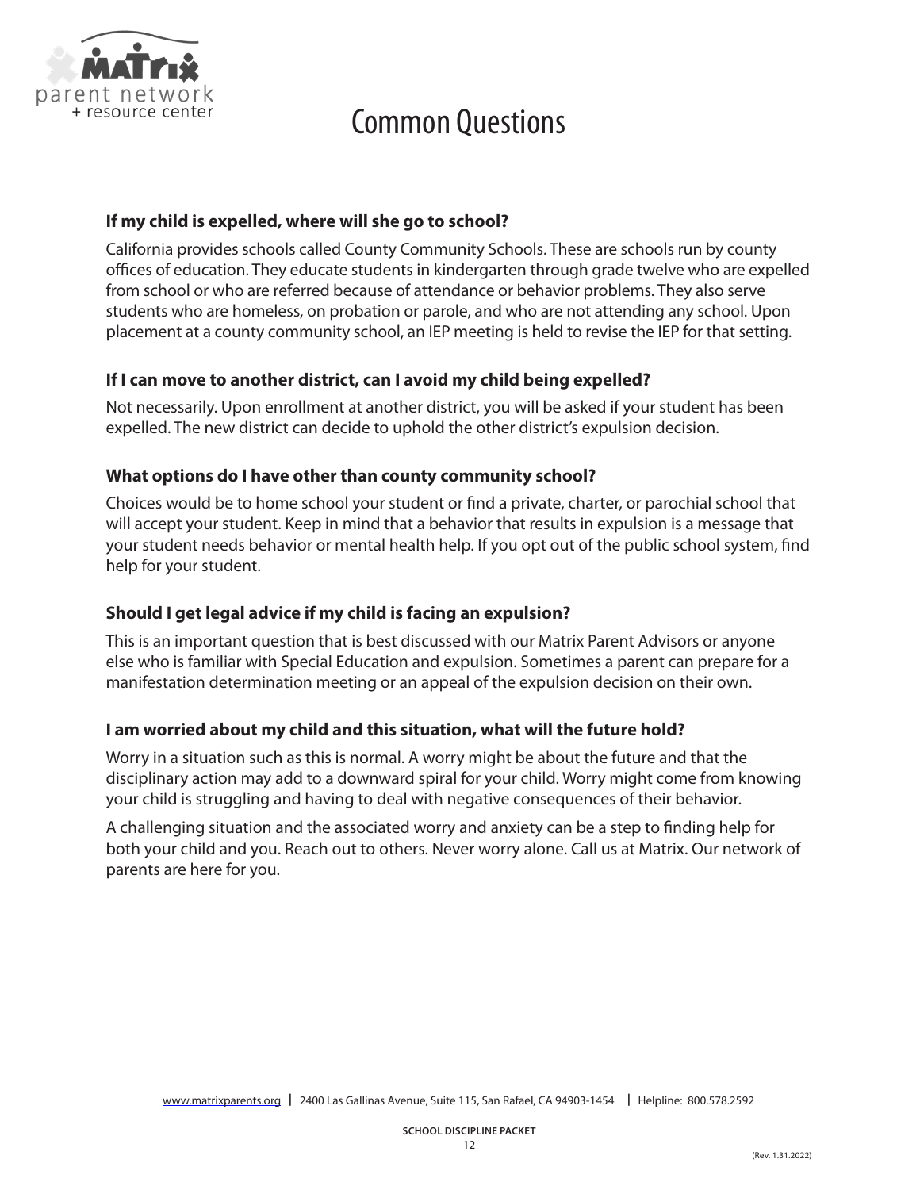# Common Questions

### If my child is expelled, where will she go to school?

California provides schools called County Community Schools. These are schools run by county offices of education. They educate students in kindergarten through grade twelve who are expelled from school or who are referred because of attendance or behavior problems. They also serve students who are homeless, on probation or parole, and who are not attending any school. Upon placement at a county community school, an IEP meeting is held to revise the IEP for that setting.

### If I can move to another district, can I avoid my child being expelled?

Not necessarily. Upon enrollment at another district, you will be asked if your student has been expelled. The new district can decide to uphold the other district's expulsion decision.

### What options do I have other than county community school?

Choices would be to home school your student or find a private, charter, or parochial school that will accept your student. Keep in mind that a behavior that results in expulsion is a message that your student needs behavior or mental health help. If you opt out of the public school system, find help for your student.

### Should I get legal advice if my child is facing an expulsion?

This is an important question that is best discussed with our Matrix Parent Advisors or anyone else who is familiar with Special Education and expulsion. Sometimes a parent can prepare for a manifestation determination meeting or an appeal of the expulsion decision on their own.

### I am worried about my child and this situation, what will the future hold?

Worry in a situation such as this is normal. A worry might be about the future and that the disciplinary action may add to a downward spiral for your child. Worry might come from knowing your child is struggling and having to deal with negative consequences of their behavior.

A challenging situation and the associated worry and anxiety can be a step to finding help for both your child and you. Reach out to others. Never worry alone. Call us at Matrix. Our network of parents are here for you.